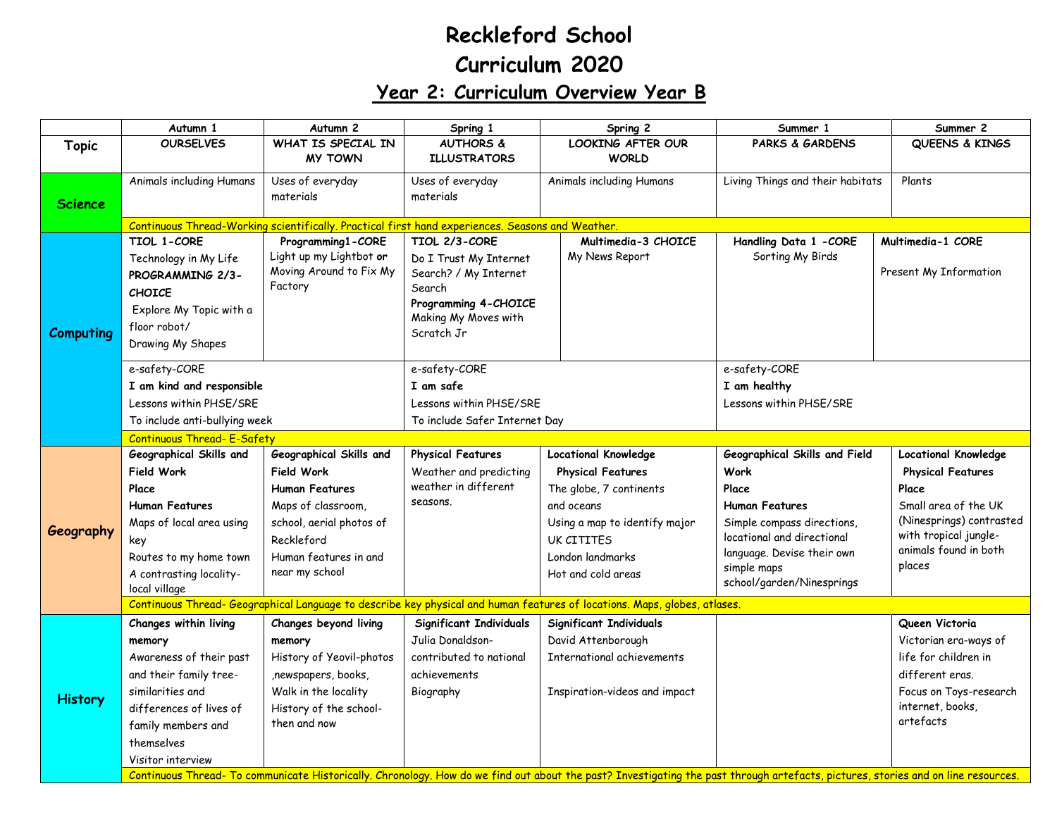# Reckleford School

# Curriculum 2020

## Year 2: Curriculum Overview Year B

| | Autumn 1 | Autumn 2 | Spring 1 | Spring 2 | Summer 1 | Summer 2 |
|---|---|---|---|---|---|---|
| **Topic** | OURSELVES | WHAT IS SPECIAL IN MY TOWN | AUTHORS & ILLUSTRATORS | LOOKING AFTER OUR WORLD | PARKS & GARDENS | QUEENS & KINGS |
| **Science** | Animals including Humans | Uses of everyday materials | Uses of everyday materials | Animals including Humans | Living Things and their habitats | Plants |
| | Continuous Thread-Working scientifically. Practical first hand experiences. Seasons and Weather. | | | | | |
| **Computing** | **TIOL 1-CORE** Technology in My Life **PROGRAMMING 2/3-CHOICE** Explore My Topic with a floor robot/ Drawing My Shapes | **Programming1-CORE** Light up my Lightbot **or** Moving Around to Fix My Factory | **TIOL 2/3-CORE** Do I Trust My Internet Search? / My Internet Search **Programming 4-CHOICE** Making My Moves with Scratch Jr | **Multimedia-3 CHOICE** My News Report | **Handling Data 1 -CORE** Sorting My Birds | **Multimedia-1 CORE** Present My Information |
| | e-safety-CORE **I am kind and responsible** Lessons within PHSE/SRE To include anti-bullying week | | e-safety-CORE **I am safe** Lessons within PHSE/SRE To include Safer Internet Day | | e-safety-CORE **I am healthy** Lessons within PHSE/SRE | |
| | Continuous Thread- E-Safety | | | | | |
| **Geography** | **Geographical Skills and Field Work** **Place** **Human Features** Maps of local area using key Routes to my home town A contrasting locality- local village | **Geographical Skills and Field Work** **Human Features** Maps of classroom, school, aerial photos of Reckleford Human features in and near my school | **Physical Features** Weather and predicting weather in different seasons. | **Locational Knowledge** **Physical Features** The globe, 7 continents and oceans Using a map to identify major UK CITITES London landmarks Hot and cold areas | **Geographical Skills and Field Work** **Place** **Human Features** Simple compass directions, locational and directional language. Devise their own simple maps school/garden/Ninesprings | **Locational Knowledge** **Physical Features** **Place** Small area of the UK (Ninesprings) contrasted with tropical jungle-animals found in both places |
| | Continuous Thread- Geographical Language to describe key physical and human features of locations. Maps, globes, atlases. | | | | | |
| **History** | **Changes within living memory** Awareness of their past and their family tree-similarities and differences of lives of family members and themselves Visitor interview | **Changes beyond living memory** History of Yeovil-photos ,newspapers, books, Walk in the locality History of the school-then and now | **Significant Individuals** Julia Donaldson-contributed to national achievements Biography | **Significant Individuals** David Attenborough International achievements Inspiration-videos and impact | | **Queen Victoria** Victorian era-ways of life for children in different eras. Focus on Toys-research internet, books, artefacts |
| | Continuous Thread- To communicate Historically. Chronology. How do we find out about the past? Investigating the past through artefacts, pictures, stories and on line resources. | | | | | |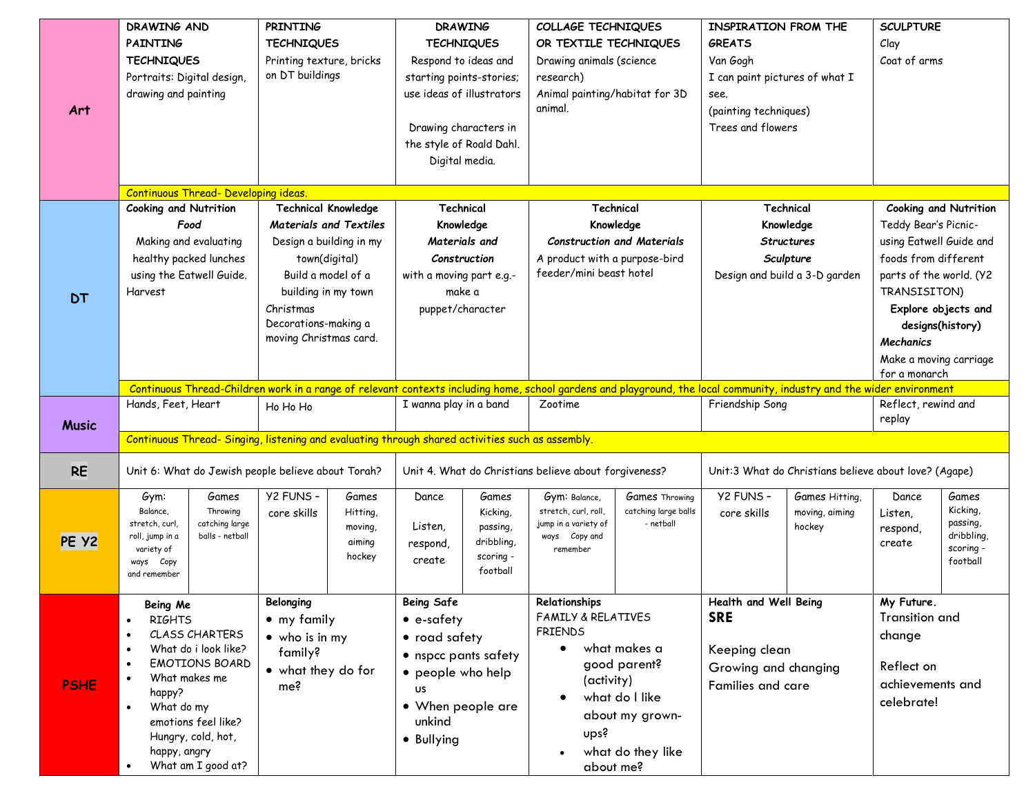| | | | | | | | | | | | | |
|---|---|---|---|---|---|---|---|---|---|---|---|---|
| **Art** | **DRAWING AND PAINTING TECHNIQUES** Portraits: Digital design, drawing and painting | | **PRINTING TECHNIQUES** Printing texture, bricks on DT buildings | | **DRAWING TECHNIQUES** Respond to ideas and starting points-stories; use ideas of illustrators<br><br>Drawing characters in the style of Roald Dahl. Digital media. | | **COLLAGE TECHNIQUES OR TEXTILE TECHNIQUES** Drawing animals (science research) Animal painting/habitat for 3D animal. | | **INSPIRATION FROM THE GREATS** Van Gogh I can paint pictures of what I see. (painting techniques) Trees and flowers | | **SCULPTURE** Clay Coat of arms | |
| | Continuous Thread- Developing ideas. | | | | | | | | | | | |
| **DT** | **Cooking and Nutrition** ***Food*** Making and evaluating healthy packed lunches using the Eatwell Guide. Harvest | | **Technical Knowledge** ***Materials and Textiles*** Design a building in my town(digital) Build a model of a building in my town Christmas Decorations-making a moving Christmas card. | | **Technical Knowledge** ***Materials and Construction*** with a moving part e.g.- make a puppet/character | | **Technical Knowledge** ***Construction and Materials*** A product with a purpose-bird feeder/mini beast hotel | | **Technical Knowledge** ***Structures*** ***Sculpture*** Design and build a 3-D garden | | **Cooking and Nutrition** Teddy Bear's Picnic- using Eatwell Guide and foods from different parts of the world. (Y2 TRANSISITON) **Explore objects and designs(history)** ***Mechanics*** Make a moving carriage for a monarch | |
| | Continuous Thread-Children work in a range of relevant contexts including home, school gardens and playground, the local community, industry and the wider environment | | | | | | | | | | | |
| **Music** | Hands, Feet, Heart | | Ho Ho Ho | | I wanna play in a band | | Zootime | | Friendship Song | | Reflect, rewind and replay | |
| | Continuous Thread- Singing, listening and evaluating through shared activities such as assembly. | | | | | | | | | | | |
| **RE** | Unit 6: What do Jewish people believe about Torah? | | | | Unit 4. What do Christians believe about forgiveness? | | | | Unit:3 What do Christians believe about love? (Agape) | | | |
| **PE Y2** | Gym: Balance, stretch, curl, roll, jump in a variety of ways Copy and remember | Games Throwing catching large balls - netball | Y2 FUNS – core skills | Games Hitting, moving, aiming hockey | Dance Listen, respond, create | Games Kicking, passing, dribbling, scoring - football | Gym: Balance, stretch, curl, roll, jump in a variety of ways Copy and remember | Games Throwing catching large balls - netball | Y2 FUNS – core skills | Games Hitting, moving, aiming hockey | Dance Listen, respond, create | Games Kicking, passing, dribbling, scoring - football |
| **PSHE** | **Being Me** • RIGHTS • CLASS CHARTERS • What do i look like? • EMOTIONS BOARD • What makes me happy? • What do my emotions feel like? Hungry, cold, hot, happy, angry • What am I good at? | | **Belonging** • my family • who is in my family? • what they do for me? | | **Being Safe** • e-safety • road safety • nspcc pants safety • people who help us • When people are unkind • Bullying | | **Relationships** FAMILY & RELATIVES FRIENDS • what makes a good parent? (activity) • what do I like about my grown-ups? • what do they like about me? | | **Health and Well Being** **SRE** Keeping clean Growing and changing Families and care | | **My Future.** Transition and change<br><br>Reflect on achievements and celebrate! | |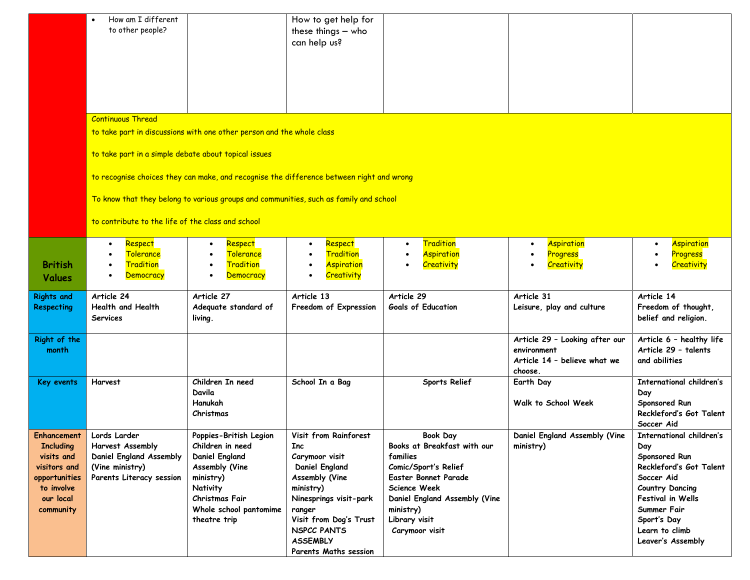| | | | | | | |
|---|---|---|---|---|---|---|
| | • How am I different to other people? | | How to get help for these things – who can help us? | | | |
| | Continuous Thread<br>to take part in discussions with one other person and the whole class<br>to take part in a simple debate about topical issues<br>to recognise choices they can make, and recognise the difference between right and wrong<br>To know that they belong to various groups and communities, such as family and school<br>to contribute to the life of the class and school | | | | | |
| **British Values** | • Respect<br>• Tolerance<br>• Tradition<br>• Democracy | • Respect<br>• Tolerance<br>• Tradition<br>• Democracy | • Respect<br>• Tradition<br>• Aspiration<br>• Creativity | • Tradition<br>• Aspiration<br>• Creativity | • Aspiration<br>• Progress<br>• Creativity | • Aspiration<br>• Progress<br>• Creativity |
| **Rights and Respecting** | **Article 24**<br>**Health and Health Services** | **Article 27**<br>**Adequate standard of living.** | **Article 13**<br>**Freedom of Expression** | **Article 29**<br>**Goals of Education** | **Article 31**<br>**Leisure, play and culture** | **Article 14**<br>**Freedom of thought, belief and religion.** |
| **Right of the month** | | | | | **Article 29 – Looking after our environment**<br>**Article 14 – believe what we choose.** | **Article 6 – healthy life**<br>**Article 29 – talents and abilities** |
| **Key events** | **Harvest** | **Children In need**<br>**Davila**<br>**Hanukah**<br>**Christmas** | **School In a Bag** | **Sports Relief** | **Earth Day**<br>**Walk to School Week** | **International children's Day**<br>**Sponsored Run**<br>**Reckleford's Got Talent**<br>**Soccer Aid** |
| **Enhancement Including visits and visitors and opportunities to involve our local community** | **Lords Larder**<br>**Harvest Assembly**<br>**Daniel England Assembly (Vine ministry)**<br>**Parents Literacy session** | **Poppies-British Legion**<br>**Children in need**<br>**Daniel England Assembly (Vine ministry)**<br>**Nativity**<br>**Christmas Fair**<br>**Whole school pantomime theatre trip** | **Visit from Rainforest Inc**<br>**Carymoor visit**<br>**Daniel England Assembly (Vine ministry)**<br>**Ninesprings visit-park ranger**<br>**Visit from Dog's Trust**<br>**NSPCC PANTS ASSEMBLY**<br>**Parents Maths session** | **Book Day**<br>**Books at Breakfast with our families**<br>**Comic/Sport's Relief**<br>**Easter Bonnet Parade**<br>**Science Week**<br>**Daniel England Assembly (Vine ministry)**<br>**Library visit**<br>**Carymoor visit** | **Daniel England Assembly (Vine ministry)** | **International children's Day**<br>**Sponsored Run**<br>**Reckleford's Got Talent**<br>**Soccer Aid**<br>**Country Dancing**<br>**Festival in Wells**<br>**Summer Fair**<br>**Sport's Day**<br>**Learn to climb**<br>**Leaver's Assembly** |